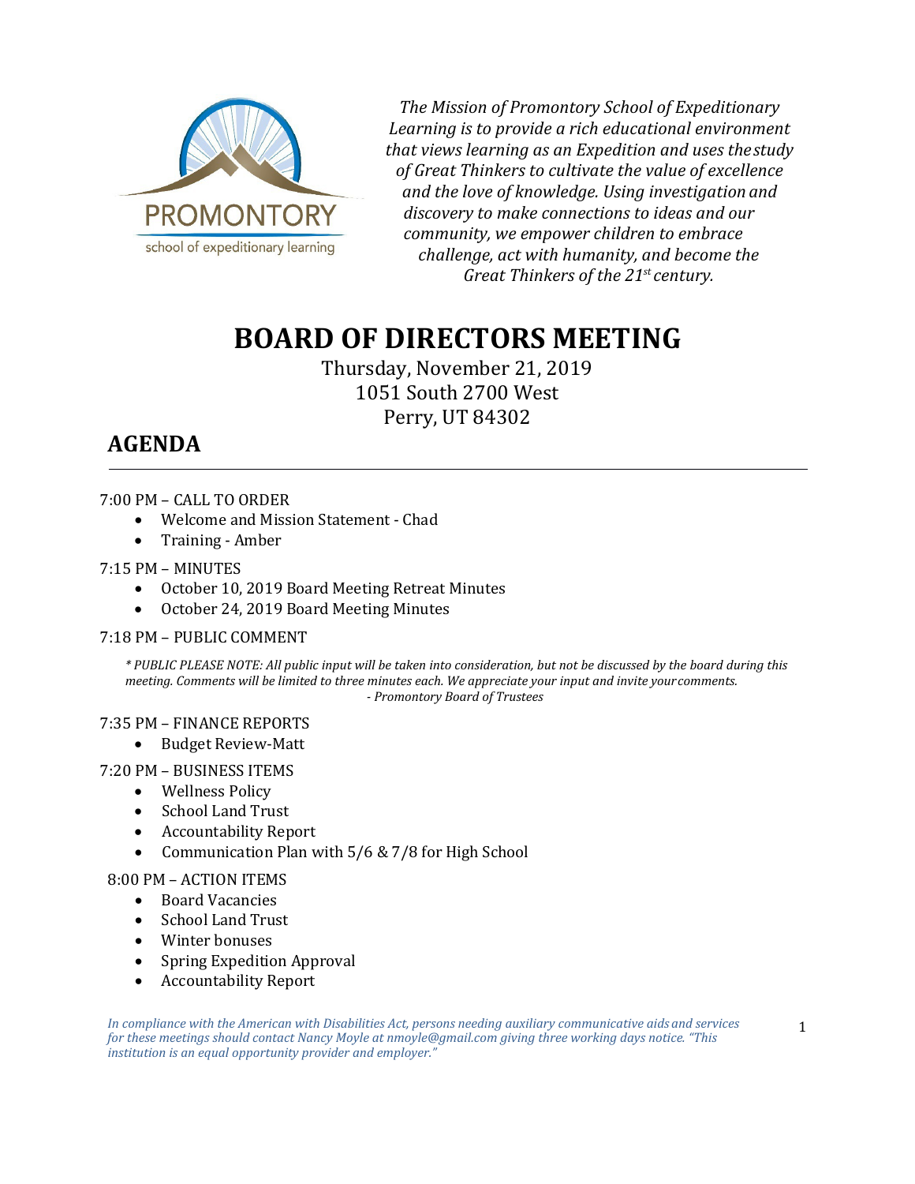PROMONTORY
school of expeditionary learning

*The Mission of Promontory School of Expeditionary Learning is to provide a rich educational environment that views learning as an Expedition and uses the study of Great Thinkers to cultivate the value of excellence and the love of knowledge. Using investigation and discovery to make connections to ideas and our community, we empower children to embrace challenge, act with humanity, and become the Great Thinkers of the 21st century.*

# BOARD OF DIRECTORS MEETING

Thursday, November 21, 2019
1051 South 2700 West
Perry, UT 84302

## AGENDA

7:00 PM – CALL TO ORDER

- Welcome and Mission Statement - Chad
- Training - Amber

7:15 PM – MINUTES

- October 10, 2019 Board Meeting Retreat Minutes
- October 24, 2019 Board Meeting Minutes

7:18 PM – PUBLIC COMMENT

*\* PUBLIC PLEASE NOTE: All public input will be taken into consideration, but not be discussed by the board during this meeting. Comments will be limited to three minutes each. We appreciate your input and invite your comments.*
*- Promontory Board of Trustees*

7:35 PM – FINANCE REPORTS

- Budget Review-Matt

7:20 PM – BUSINESS ITEMS

- Wellness Policy
- School Land Trust
- Accountability Report
- Communication Plan with 5/6 & 7/8 for High School

8:00 PM – ACTION ITEMS

- Board Vacancies
- School Land Trust
- Winter bonuses
- Spring Expedition Approval
- Accountability Report

*In compliance with the American with Disabilities Act, persons needing auxiliary communicative aids and services for these meetings should contact Nancy Moyle at nmoyle@gmail.com giving three working days notice. "This institution is an equal opportunity provider and employer."*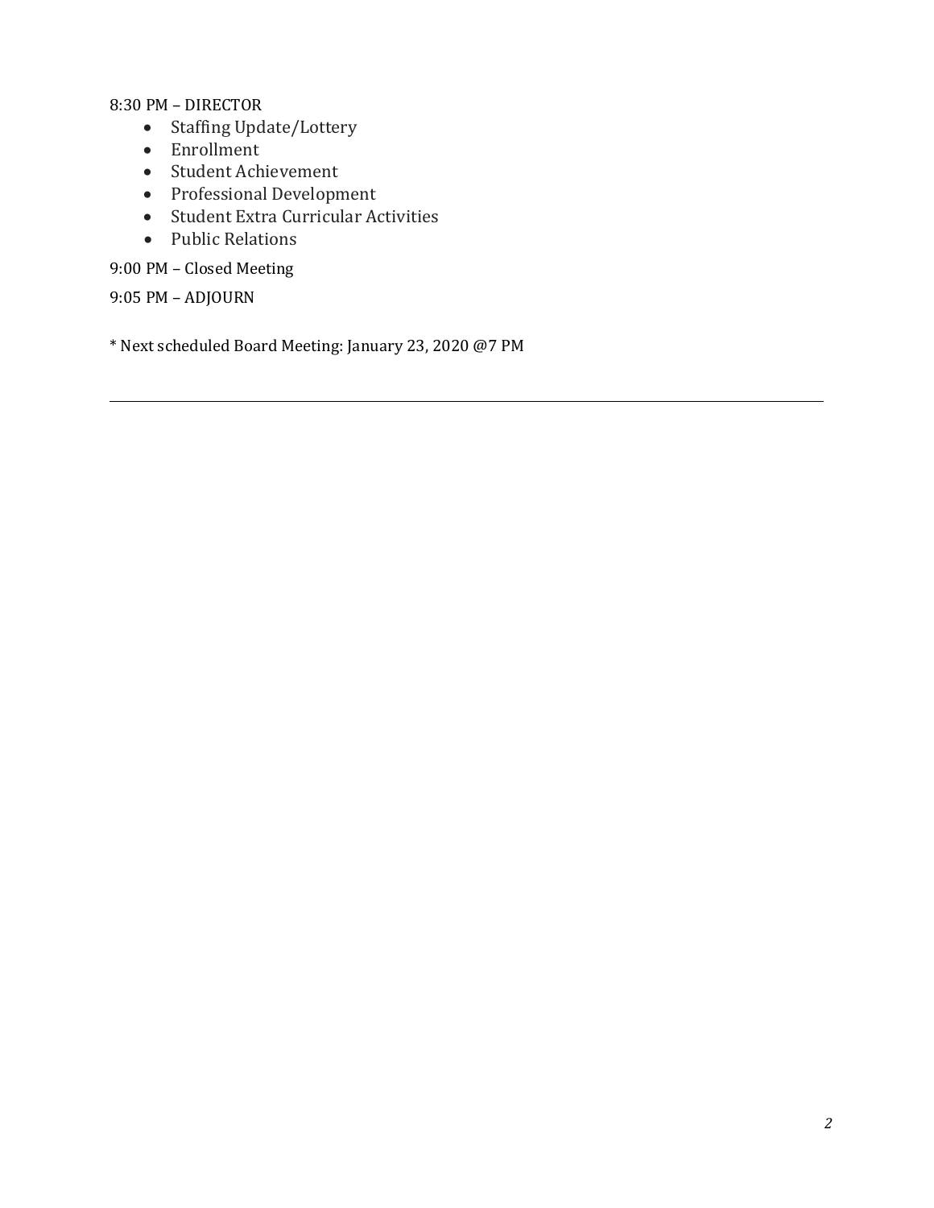8:30 PM – DIRECTOR

- Staffing Update/Lottery
- Enrollment
- Student Achievement
- Professional Development
- Student Extra Curricular Activities
- Public Relations

9:00 PM – Closed Meeting

9:05 PM – ADJOURN

* Next scheduled Board Meeting: January 23, 2020 @7 PM

---